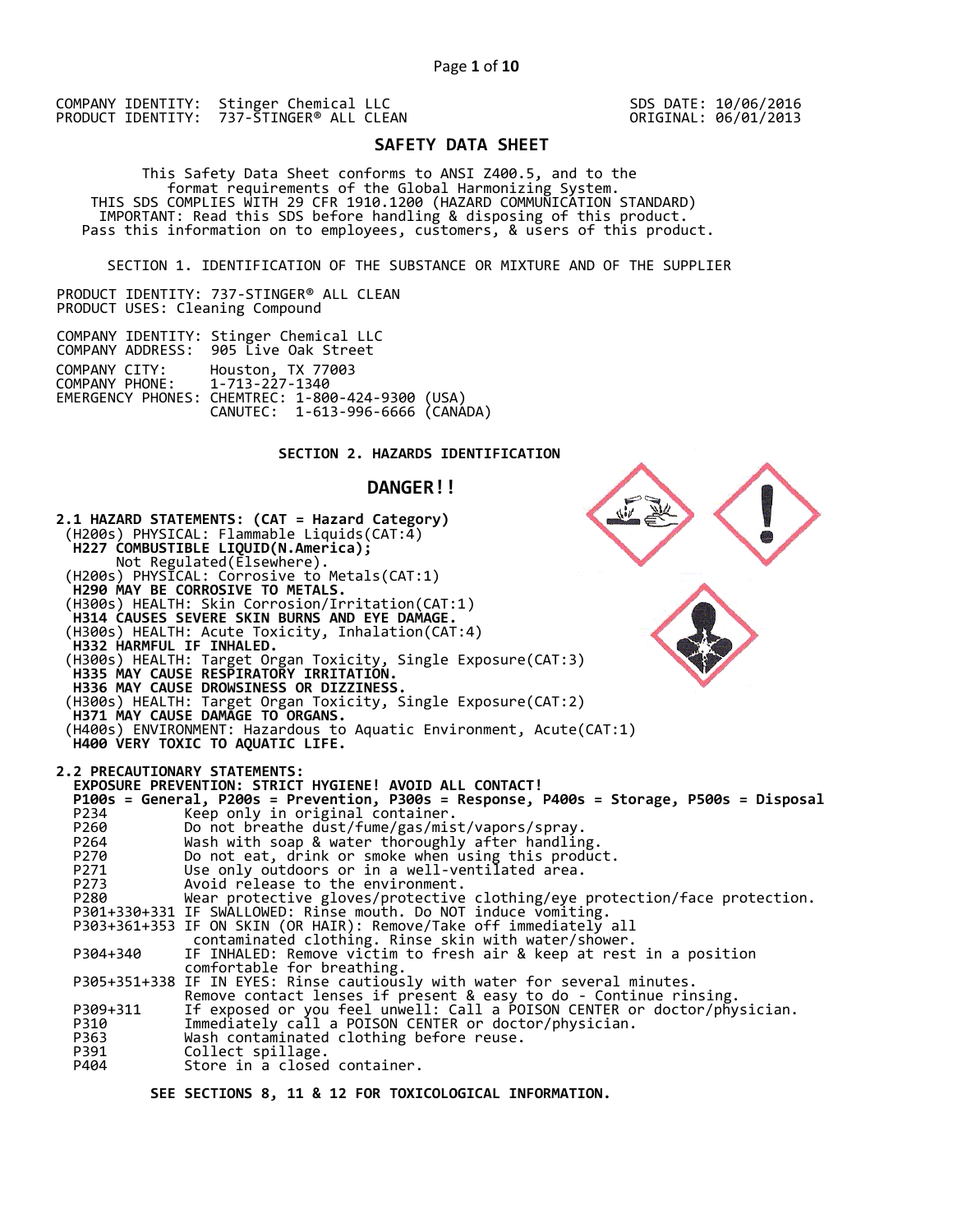COMPANY IDENTITY: Stinger Chemical LLC
PRODUCT IDENTITY: 737-STINGER® ALL CLEAN

SDS DATE: 10/06/2016
ORIGINAL: 06/01/2013

# SAFETY DATA SHEET

This Safety Data Sheet conforms to ANSI Z400.5, and to the format requirements of the Global Harmonizing System.
THIS SDS COMPLIES WITH 29 CFR 1910.1200 (HAZARD COMMUNICATION STANDARD)
IMPORTANT: Read this SDS before handling & disposing of this product.
Pass this information on to employees, customers, & users of this product.

## SECTION 1. IDENTIFICATION OF THE SUBSTANCE OR MIXTURE AND OF THE SUPPLIER

PRODUCT IDENTITY: 737-STINGER® ALL CLEAN
PRODUCT USES: Cleaning Compound

COMPANY IDENTITY: Stinger Chemical LLC
COMPANY ADDRESS: 905 Live Oak Street
COMPANY CITY: Houston, TX 77003
COMPANY PHONE: 1-713-227-1340
EMERGENCY PHONES: CHEMTREC: 1-800-424-9300 (USA)
CANUTEC: 1-613-996-6666 (CANADA)

## SECTION 2. HAZARDS IDENTIFICATION

### DANGER!!

**2.1 HAZARD STATEMENTS: (CAT = Hazard Category)**

(H200s) PHYSICAL: Flammable Liquids(CAT:4)
**H227 COMBUSTIBLE LIQUID(N.America);**
Not Regulated(Elsewhere).
(H200s) PHYSICAL: Corrosive to Metals(CAT:1)
**H290 MAY BE CORROSIVE TO METALS.**
(H300s) HEALTH: Skin Corrosion/Irritation(CAT:1)
**H314 CAUSES SEVERE SKIN BURNS AND EYE DAMAGE.**
(H300s) HEALTH: Acute Toxicity, Inhalation(CAT:4)
**H332 HARMFUL IF INHALED.**
(H300s) HEALTH: Target Organ Toxicity, Single Exposure(CAT:3)
**H335 MAY CAUSE RESPIRATORY IRRITATION.**
**H336 MAY CAUSE DROWSINESS OR DIZZINESS.**
(H300s) HEALTH: Target Organ Toxicity, Single Exposure(CAT:2)
**H371 MAY CAUSE DAMAGE TO ORGANS.**
(H400s) ENVIRONMENT: Hazardous to Aquatic Environment, Acute(CAT:1)
**H400 VERY TOXIC TO AQUATIC LIFE.**

**2.2 PRECAUTIONARY STATEMENTS:**

**EXPOSURE PREVENTION: STRICT HYGIENE! AVOID ALL CONTACT!**
**P100s = General, P200s = Prevention, P300s = Response, P400s = Storage, P500s = Disposal**

| Code | Statement |
|---|---|
| P234 | Keep only in original container. |
| P260 | Do not breathe dust/fume/gas/mist/vapors/spray. |
| P264 | Wash with soap & water thoroughly after handling. |
| P270 | Do not eat, drink or smoke when using this product. |
| P271 | Use only outdoors or in a well-ventilated area. |
| P273 | Avoid release to the environment. |
| P280 | Wear protective gloves/protective clothing/eye protection/face protection. |
| P301+330+331 | IF SWALLOWED: Rinse mouth. Do NOT induce vomiting. |
| P303+361+353 | IF ON SKIN (OR HAIR): Remove/Take off immediately all contaminated clothing. Rinse skin with water/shower. |
| P304+340 | IF INHALED: Remove victim to fresh air & keep at rest in a position comfortable for breathing. |
| P305+351+338 | IF IN EYES: Rinse cautiously with water for several minutes. Remove contact lenses if present & easy to do - Continue rinsing. |
| P309+311 | If exposed or you feel unwell: Call a POISON CENTER or doctor/physician. |
| P310 | Immediately call a POISON CENTER or doctor/physician. |
| P363 | Wash contaminated clothing before reuse. |
| P391 | Collect spillage. |
| P404 | Store in a closed container. |

**SEE SECTIONS 8, 11 & 12 FOR TOXICOLOGICAL INFORMATION.**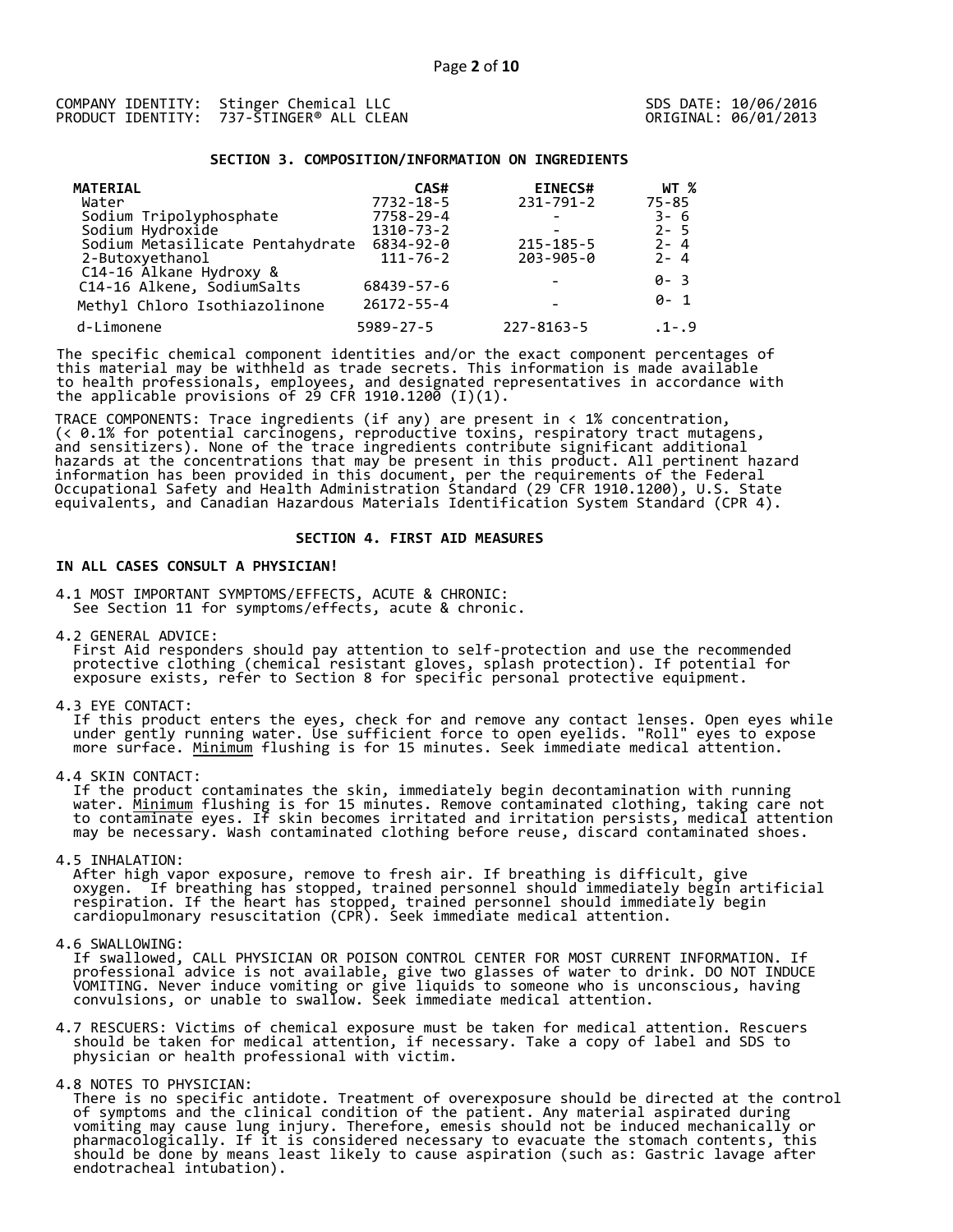COMPANY IDENTITY: Stinger Chemical LLC
PRODUCT IDENTITY: 737-STINGER® ALL CLEAN

SDS DATE: 10/06/2016
ORIGINAL: 06/01/2013

## SECTION 3. COMPOSITION/INFORMATION ON INGREDIENTS

| MATERIAL | CAS# | EINECS# | WT % |
|---|---|---|---|
| Water | 7732-18-5 | 231-791-2 | 75-85 |
| Sodium Tripolyphosphate | 7758-29-4 | - | 3- 6 |
| Sodium Hydroxide | 1310-73-2 | - | 2- 5 |
| Sodium Metasilicate Pentahydrate | 6834-92-0 | 215-185-5 | 2- 4 |
| 2-Butoxyethanol | 111-76-2 | 203-905-0 | 2- 4 |
| C14-16 Alkane Hydroxy & C14-16 Alkene, SodiumSalts | 68439-57-6 | - | 0- 3 |
| Methyl Chloro Isothiazolinone | 26172-55-4 | - | 0- 1 |
| d-Limonene | 5989-27-5 | 227-8163-5 | .1-.9 |

The specific chemical component identities and/or the exact component percentages of this material may be withheld as trade secrets. This information is made available to health professionals, employees, and designated representatives in accordance with the applicable provisions of 29 CFR 1910.1200 (I)(1).

TRACE COMPONENTS: Trace ingredients (if any) are present in < 1% concentration, (< 0.1% for potential carcinogens, reproductive toxins, respiratory tract mutagens, and sensitizers). None of the trace ingredients contribute significant additional hazards at the concentrations that may be present in this product. All pertinent hazard information has been provided in this document, per the requirements of the Federal Occupational Safety and Health Administration Standard (29 CFR 1910.1200), U.S. State equivalents, and Canadian Hazardous Materials Identification System Standard (CPR 4).

## SECTION 4. FIRST AID MEASURES

**IN ALL CASES CONSULT A PHYSICIAN!**

4.1 MOST IMPORTANT SYMPTOMS/EFFECTS, ACUTE & CHRONIC:
See Section 11 for symptoms/effects, acute & chronic.

4.2 GENERAL ADVICE:
First Aid responders should pay attention to self-protection and use the recommended protective clothing (chemical resistant gloves, splash protection). If potential for exposure exists, refer to Section 8 for specific personal protective equipment.

4.3 EYE CONTACT:
If this product enters the eyes, check for and remove any contact lenses. Open eyes while under gently running water. Use sufficient force to open eyelids. "Roll" eyes to expose more surface. Minimum flushing is for 15 minutes. Seek immediate medical attention.

4.4 SKIN CONTACT:
If the product contaminates the skin, immediately begin decontamination with running water. Minimum flushing is for 15 minutes. Remove contaminated clothing, taking care not to contaminate eyes. If skin becomes irritated and irritation persists, medical attention may be necessary. Wash contaminated clothing before reuse, discard contaminated shoes.

4.5 INHALATION:
After high vapor exposure, remove to fresh air. If breathing is difficult, give oxygen. If breathing has stopped, trained personnel should immediately begin artificial respiration. If the heart has stopped, trained personnel should immediately begin cardiopulmonary resuscitation (CPR). Seek immediate medical attention.

4.6 SWALLOWING:
If swallowed, CALL PHYSICIAN OR POISON CONTROL CENTER FOR MOST CURRENT INFORMATION. If professional advice is not available, give two glasses of water to drink. DO NOT INDUCE VOMITING. Never induce vomiting or give liquids to someone who is unconscious, having convulsions, or unable to swallow. Seek immediate medical attention.

4.7 RESCUERS: Victims of chemical exposure must be taken for medical attention. Rescuers should be taken for medical attention, if necessary. Take a copy of label and SDS to physician or health professional with victim.

4.8 NOTES TO PHYSICIAN:
There is no specific antidote. Treatment of overexposure should be directed at the control of symptoms and the clinical condition of the patient. Any material aspirated during vomiting may cause lung injury. Therefore, emesis should not be induced mechanically or pharmacologically. If it is considered necessary to evacuate the stomach contents, this should be done by means least likely to cause aspiration (such as: Gastric lavage after endotracheal intubation).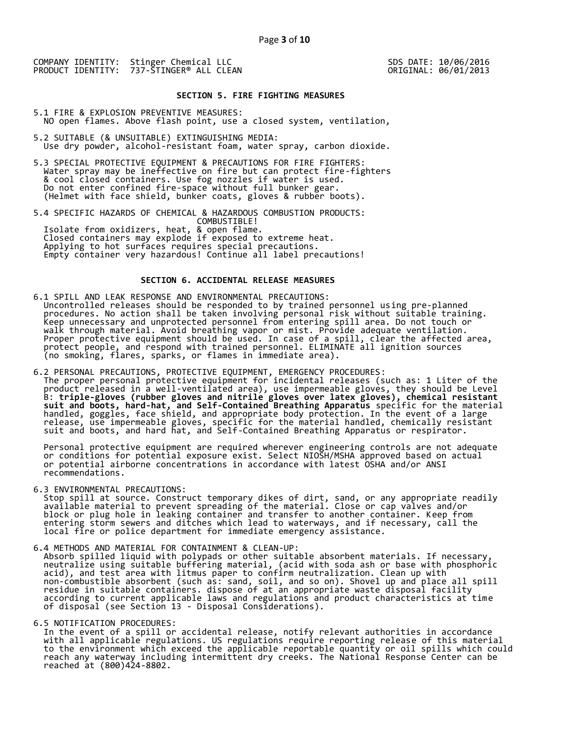COMPANY IDENTITY: Stinger Chemical LLC
PRODUCT IDENTITY: 737-STINGER® ALL CLEAN

SDS DATE: 10/06/2016
ORIGINAL: 06/01/2013

## SECTION 5. FIRE FIGHTING MEASURES

5.1 FIRE & EXPLOSION PREVENTIVE MEASURES:
NO open flames. Above flash point, use a closed system, ventilation,

5.2 SUITABLE (& UNSUITABLE) EXTINGUISHING MEDIA:
Use dry powder, alcohol-resistant foam, water spray, carbon dioxide.

5.3 SPECIAL PROTECTIVE EQUIPMENT & PRECAUTIONS FOR FIRE FIGHTERS:
Water spray may be ineffective on fire but can protect fire-fighters & cool closed containers. Use fog nozzles if water is used. Do not enter confined fire-space without full bunker gear. (Helmet with face shield, bunker coats, gloves & rubber boots).

5.4 SPECIFIC HAZARDS OF CHEMICAL & HAZARDOUS COMBUSTION PRODUCTS:
COMBUSTIBLE!
Isolate from oxidizers, heat, & open flame.
Closed containers may explode if exposed to extreme heat.
Applying to hot surfaces requires special precautions.
Empty container very hazardous! Continue all label precautions!

## SECTION 6. ACCIDENTAL RELEASE MEASURES

6.1 SPILL AND LEAK RESPONSE AND ENVIRONMENTAL PRECAUTIONS:
Uncontrolled releases should be responded to by trained personnel using pre-planned procedures. No action shall be taken involving personal risk without suitable training. Keep unnecessary and unprotected personnel from entering spill area. Do not touch or walk through material. Avoid breathing vapor or mist. Provide adequate ventilation. Proper protective equipment should be used. In case of a spill, clear the affected area, protect people, and respond with trained personnel. ELIMINATE all ignition sources (no smoking, flares, sparks, or flames in immediate area).

6.2 PERSONAL PRECAUTIONS, PROTECTIVE EQUIPMENT, EMERGENCY PROCEDURES:
The proper personal protective equipment for incidental releases (such as: 1 Liter of the product released in a well-ventilated area), use impermeable gloves, they should be Level B: **triple-gloves (rubber gloves and nitrile gloves over latex gloves), chemical resistant suit and boots, hard-hat, and Self-Contained Breathing Apparatus** specific for the material handled, goggles, face shield, and appropriate body protection. In the event of a large release, use impermeable gloves, specific for the material handled, chemically resistant suit and boots, and hard hat, and Self-Contained Breathing Apparatus or respirator.

Personal protective equipment are required wherever engineering controls are not adequate or conditions for potential exposure exist. Select NIOSH/MSHA approved based on actual or potential airborne concentrations in accordance with latest OSHA and/or ANSI recommendations.

6.3 ENVIRONMENTAL PRECAUTIONS:
Stop spill at source. Construct temporary dikes of dirt, sand, or any appropriate readily available material to prevent spreading of the material. Close or cap valves and/or block or plug hole in leaking container and transfer to another container. Keep from entering storm sewers and ditches which lead to waterways, and if necessary, call the local fire or police department for immediate emergency assistance.

6.4 METHODS AND MATERIAL FOR CONTAINMENT & CLEAN-UP:
Absorb spilled liquid with polypads or other suitable absorbent materials. If necessary, neutralize using suitable buffering material, (acid with soda ash or base with phosphoric acid), and test area with litmus paper to confirm neutralization. Clean up with non-combustible absorbent (such as: sand, soil, and so on). Shovel up and place all spill residue in suitable containers. dispose of at an appropriate waste disposal facility according to current applicable laws and regulations and product characteristics at time of disposal (see Section 13 - Disposal Considerations).

6.5 NOTIFICATION PROCEDURES:
In the event of a spill or accidental release, notify relevant authorities in accordance with all applicable regulations. US regulations require reporting release of this material to the environment which exceed the applicable reportable quantity or oil spills which could reach any waterway including intermittent dry creeks. The National Response Center can be reached at (800)424-8802.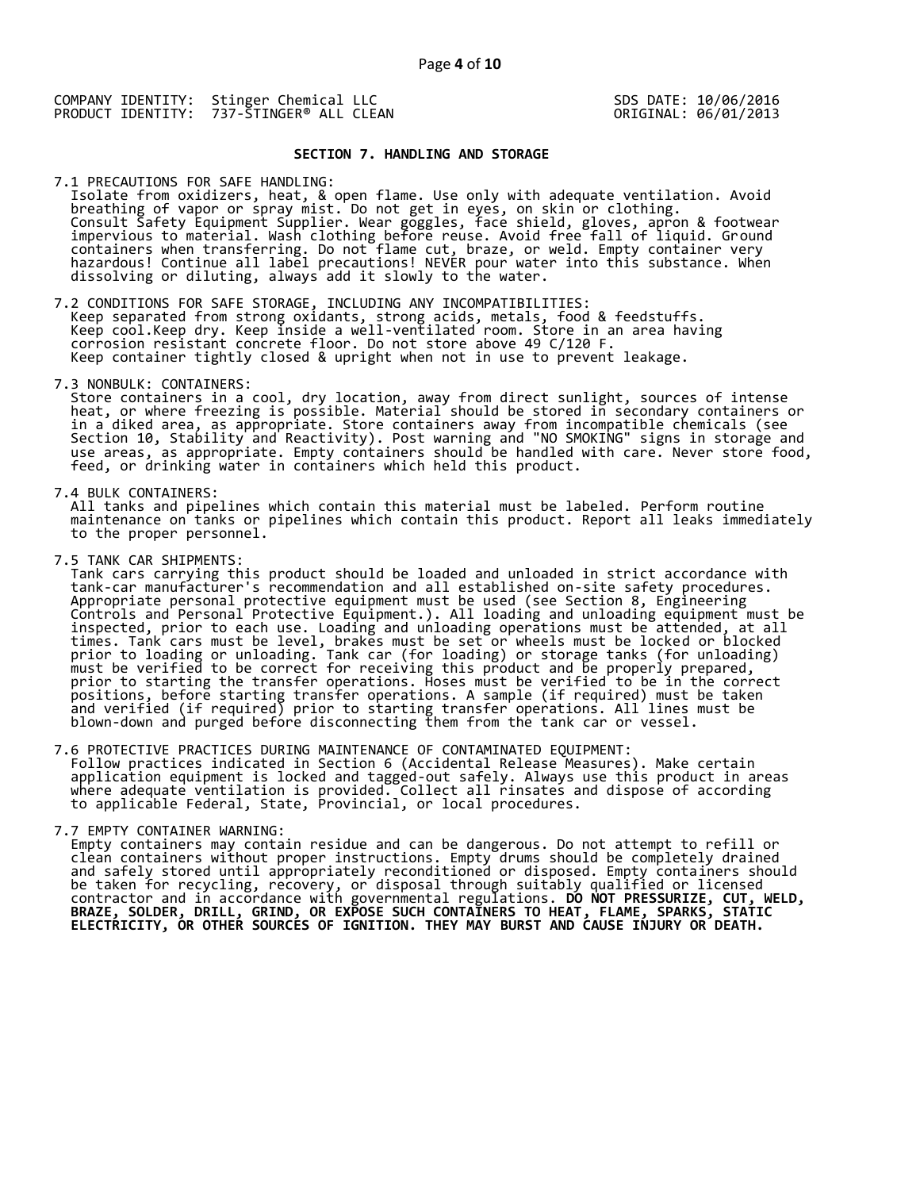COMPANY IDENTITY: Stinger Chemical LLC
PRODUCT IDENTITY: 737-STINGER® ALL CLEAN

SDS DATE: 10/06/2016
ORIGINAL: 06/01/2013

## SECTION 7. HANDLING AND STORAGE

7.1 PRECAUTIONS FOR SAFE HANDLING:
Isolate from oxidizers, heat, & open flame. Use only with adequate ventilation. Avoid breathing of vapor or spray mist. Do not get in eyes, on skin or clothing. Consult Safety Equipment Supplier. Wear goggles, face shield, gloves, apron & footwear impervious to material. Wash clothing before reuse. Avoid free fall of liquid. Ground containers when transferring. Do not flame cut, braze, or weld. Empty container very hazardous! Continue all label precautions! NEVER pour water into this substance. When dissolving or diluting, always add it slowly to the water.

7.2 CONDITIONS FOR SAFE STORAGE, INCLUDING ANY INCOMPATIBILITIES:
Keep separated from strong oxidants, strong acids, metals, food & feedstuffs. Keep cool.Keep dry. Keep inside a well-ventilated room. Store in an area having corrosion resistant concrete floor. Do not store above 49 C/120 F. Keep container tightly closed & upright when not in use to prevent leakage.

7.3 NONBULK: CONTAINERS:
Store containers in a cool, dry location, away from direct sunlight, sources of intense heat, or where freezing is possible. Material should be stored in secondary containers or in a diked area, as appropriate. Store containers away from incompatible chemicals (see Section 10, Stability and Reactivity). Post warning and "NO SMOKING" signs in storage and use areas, as appropriate. Empty containers should be handled with care. Never store food, feed, or drinking water in containers which held this product.

7.4 BULK CONTAINERS:
All tanks and pipelines which contain this material must be labeled. Perform routine maintenance on tanks or pipelines which contain this product. Report all leaks immediately to the proper personnel.

7.5 TANK CAR SHIPMENTS:
Tank cars carrying this product should be loaded and unloaded in strict accordance with tank-car manufacturer's recommendation and all established on-site safety procedures. Appropriate personal protective equipment must be used (see Section 8, Engineering Controls and Personal Protective Equipment.). All loading and unloading equipment must be inspected, prior to each use. Loading and unloading operations must be attended, at all times. Tank cars must be level, brakes must be set or wheels must be locked or blocked prior to loading or unloading. Tank car (for loading) or storage tanks (for unloading) must be verified to be correct for receiving this product and be properly prepared, prior to starting the transfer operations. Hoses must be verified to be in the correct positions, before starting transfer operations. A sample (if required) must be taken and verified (if required) prior to starting transfer operations. All lines must be blown-down and purged before disconnecting them from the tank car or vessel.

7.6 PROTECTIVE PRACTICES DURING MAINTENANCE OF CONTAMINATED EQUIPMENT:
Follow practices indicated in Section 6 (Accidental Release Measures). Make certain application equipment is locked and tagged-out safely. Always use this product in areas where adequate ventilation is provided. Collect all rinsates and dispose of according to applicable Federal, State, Provincial, or local procedures.

7.7 EMPTY CONTAINER WARNING:
Empty containers may contain residue and can be dangerous. Do not attempt to refill or clean containers without proper instructions. Empty drums should be completely drained and safely stored until appropriately reconditioned or disposed. Empty containers should be taken for recycling, recovery, or disposal through suitably qualified or licensed contractor and in accordance with governmental regulations. **DO NOT PRESSURIZE, CUT, WELD, BRAZE, SOLDER, DRILL, GRIND, OR EXPOSE SUCH CONTAINERS TO HEAT, FLAME, SPARKS, STATIC ELECTRICITY, OR OTHER SOURCES OF IGNITION. THEY MAY BURST AND CAUSE INJURY OR DEATH.**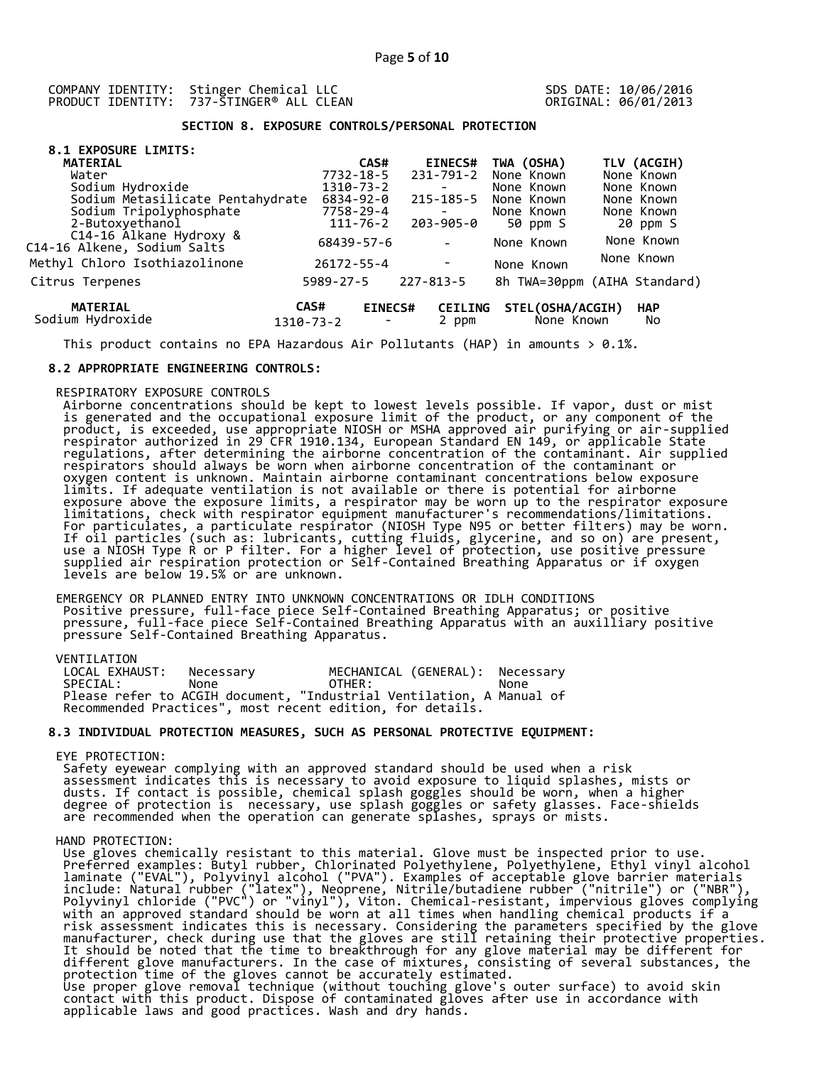COMPANY IDENTITY: Stinger Chemical LLC
PRODUCT IDENTITY: 737-STINGER® ALL CLEAN

SDS DATE: 10/06/2016
ORIGINAL: 06/01/2013

## SECTION 8. EXPOSURE CONTROLS/PERSONAL PROTECTION

### 8.1 EXPOSURE LIMITS:

| MATERIAL | CAS# | EINECS# | TWA (OSHA) | TLV (ACGIH) |
|---|---|---|---|---|
| Water | 7732-18-5 | 231-791-2 | None Known | None Known |
| Sodium Hydroxide | 1310-73-2 | - | None Known | None Known |
| Sodium Metasilicate Pentahydrate | 6834-92-0 | 215-185-5 | None Known | None Known |
| Sodium Tripolyphosphate | 7758-29-4 | - | None Known | None Known |
| 2-Butoxyethanol | 111-76-2 | 203-905-0 | 50 ppm S | 20 ppm S |
| C14-16 Alkane Hydroxy & C14-16 Alkene, Sodium Salts | 68439-57-6 | - | None Known | None Known |
| Methyl Chloro Isothiazolinone | 26172-55-4 | - | None Known | None Known |
| Citrus Terpenes | 5989-27-5 | 227-813-5 | 8h TWA=30ppm (AIHA Standard) | |

| MATERIAL | CAS# | EINECS# | CEILING | STEL(OSHA/ACGIH) | HAP |
|---|---|---|---|---|---|
| Sodium Hydroxide | 1310-73-2 | - | 2 ppm | None Known | No |

This product contains no EPA Hazardous Air Pollutants (HAP) in amounts > 0.1%.

### 8.2 APPROPRIATE ENGINEERING CONTROLS:

RESPIRATORY EXPOSURE CONTROLS

Airborne concentrations should be kept to lowest levels possible. If vapor, dust or mist is generated and the occupational exposure limit of the product, or any component of the product, is exceeded, use appropriate NIOSH or MSHA approved air purifying or air-supplied respirator authorized in 29 CFR 1910.134, European Standard EN 149, or applicable State regulations, after determining the airborne concentration of the contaminant. Air supplied respirators should always be worn when airborne concentration of the contaminant or oxygen content is unknown. Maintain airborne contaminant concentrations below exposure limits. If adequate ventilation is not available or there is potential for airborne exposure above the exposure limits, a respirator may be worn up to the respirator exposure limitations, check with respirator equipment manufacturer's recommendations/limitations. For particulates, a particulate respirator (NIOSH Type N95 or better filters) may be worn. If oil particles (such as: lubricants, cutting fluids, glycerine, and so on) are present, use a NIOSH Type R or P filter. For a higher level of protection, use positive pressure supplied air respiration protection or Self-Contained Breathing Apparatus or if oxygen levels are below 19.5% or are unknown.

EMERGENCY OR PLANNED ENTRY INTO UNKNOWN CONCENTRATIONS OR IDLH CONDITIONS

Positive pressure, full-face piece Self-Contained Breathing Apparatus; or positive pressure, full-face piece Self-Contained Breathing Apparatus with an auxilliary positive pressure Self-Contained Breathing Apparatus.

VENTILATION

| | | | |
|---|---|---|---|
| LOCAL EXHAUST: | Necessary | MECHANICAL (GENERAL): | Necessary |
| SPECIAL: | None | OTHER: | None |

Please refer to ACGIH document, "Industrial Ventilation, A Manual of Recommended Practices", most recent edition, for details.

### 8.3 INDIVIDUAL PROTECTION MEASURES, SUCH AS PERSONAL PROTECTIVE EQUIPMENT:

EYE PROTECTION:

Safety eyewear complying with an approved standard should be used when a risk assessment indicates this is necessary to avoid exposure to liquid splashes, mists or dusts. If contact is possible, chemical splash goggles should be worn, when a higher degree of protection is necessary, use splash goggles or safety glasses. Face-shields are recommended when the operation can generate splashes, sprays or mists.

HAND PROTECTION:

Use gloves chemically resistant to this material. Glove must be inspected prior to use. Preferred examples: Butyl rubber, Chlorinated Polyethylene, Polyethylene, Ethyl vinyl alcohol laminate ("EVAL"), Polyvinyl alcohol ("PVA"). Examples of acceptable glove barrier materials include: Natural rubber ("latex"), Neoprene, Nitrile/butadiene rubber ("nitrile") or ("NBR"), Polyvinyl chloride ("PVC") or "vinyl"), Viton. Chemical-resistant, impervious gloves complying with an approved standard should be worn at all times when handling chemical products if a risk assessment indicates this is necessary. Considering the parameters specified by the glove manufacturer, check during use that the gloves are still retaining their protective properties. It should be noted that the time to breakthrough for any glove material may be different for different glove manufacturers. In the case of mixtures, consisting of several substances, the protection time of the gloves cannot be accurately estimated.
Use proper glove removal technique (without touching glove's outer surface) to avoid skin contact with this product. Dispose of contaminated gloves after use in accordance with applicable laws and good practices. Wash and dry hands.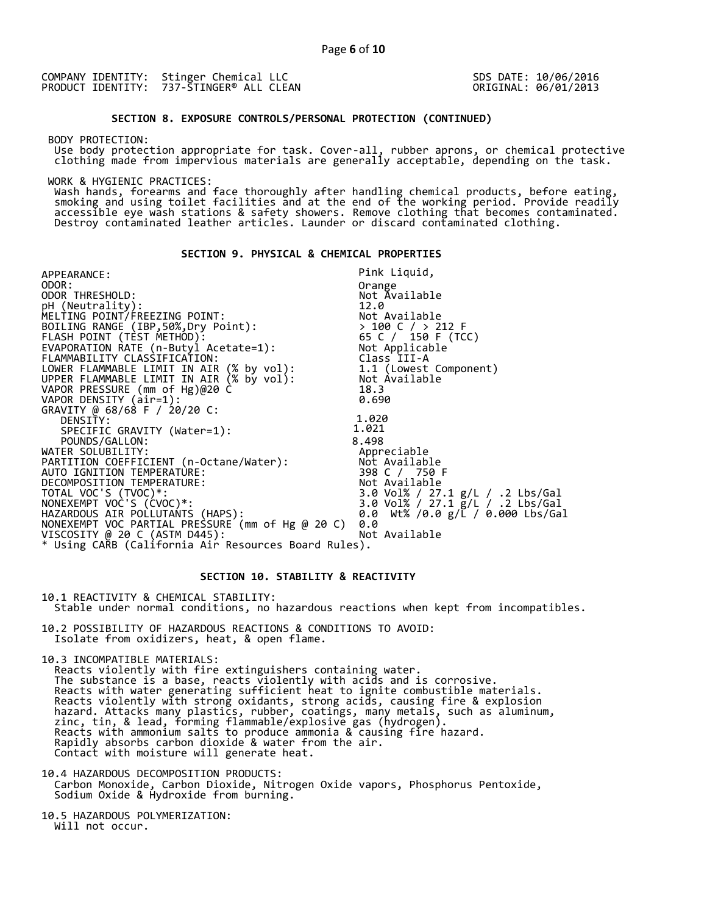COMPANY IDENTITY: Stinger Chemical LLC
PRODUCT IDENTITY: 737-STINGER® ALL CLEAN

SDS DATE: 10/06/2016
ORIGINAL: 06/01/2013

## SECTION 8. EXPOSURE CONTROLS/PERSONAL PROTECTION (CONTINUED)

BODY PROTECTION:
Use body protection appropriate for task. Cover-all, rubber aprons, or chemical protective clothing made from impervious materials are generally acceptable, depending on the task.

WORK & HYGIENIC PRACTICES:
Wash hands, forearms and face thoroughly after handling chemical products, before eating, smoking and using toilet facilities and at the end of the working period. Provide readily accessible eye wash stations & safety showers. Remove clothing that becomes contaminated. Destroy contaminated leather articles. Launder or discard contaminated clothing.

## SECTION 9. PHYSICAL & CHEMICAL PROPERTIES

| Property | Value |
|---|---|
| APPEARANCE: | Pink Liquid, |
| ODOR: | Orange |
| ODOR THRESHOLD: | Not Available |
| pH (Neutrality): | 12.0 |
| MELTING POINT/FREEZING POINT: | Not Available |
| BOILING RANGE (IBP,50%,Dry Point): | > 100 C / > 212 F |
| FLASH POINT (TEST METHOD): | 65 C / 150 F (TCC) |
| EVAPORATION RATE (n-Butyl Acetate=1): | Not Applicable |
| FLAMMABILITY CLASSIFICATION: | Class III-A |
| LOWER FLAMMABLE LIMIT IN AIR (% by vol): | 1.1 (Lowest Component) |
| UPPER FLAMMABLE LIMIT IN AIR (% by vol): | Not Available |
| VAPOR PRESSURE (mm of Hg)@20 C | 18.3 |
| VAPOR DENSITY (air=1): | 0.690 |
| GRAVITY @ 68/68 F / 20/20 C: | |
| DENSITY: | 1.020 |
| SPECIFIC GRAVITY (Water=1): | 1.021 |
| POUNDS/GALLON: | 8.498 |
| WATER SOLUBILITY: | Appreciable |
| PARTITION COEFFICIENT (n-Octane/Water): | Not Available |
| AUTO IGNITION TEMPERATURE: | 398 C / 750 F |
| DECOMPOSITION TEMPERATURE: | Not Available |
| TOTAL VOC'S (TVOC)*: | 3.0 Vol% / 27.1 g/L / .2 Lbs/Gal |
| NONEXEMPT VOC'S (CVOC)*: | 3.0 Vol% / 27.1 g/L / .2 Lbs/Gal |
| HAZARDOUS AIR POLLUTANTS (HAPS): | 0.0 Wt% /0.0 g/L / 0.000 Lbs/Gal |
| NONEXEMPT VOC PARTIAL PRESSURE (mm of Hg @ 20 C) | 0.0 |
| VISCOSITY @ 20 C (ASTM D445): | Not Available |

* Using CARB (California Air Resources Board Rules).

## SECTION 10. STABILITY & REACTIVITY

10.1 REACTIVITY & CHEMICAL STABILITY:
Stable under normal conditions, no hazardous reactions when kept from incompatibles.

10.2 POSSIBILITY OF HAZARDOUS REACTIONS & CONDITIONS TO AVOID:
Isolate from oxidizers, heat, & open flame.

10.3 INCOMPATIBLE MATERIALS:
Reacts violently with fire extinguishers containing water.
The substance is a base, reacts violently with acids and is corrosive.
Reacts with water generating sufficient heat to ignite combustible materials.
Reacts violently with strong oxidants, strong acids, causing fire & explosion hazard. Attacks many plastics, rubber, coatings, many metals, such as aluminum, zinc, tin, & lead, forming flammable/explosive gas (hydrogen).
Reacts with ammonium salts to produce ammonia & causing fire hazard.
Rapidly absorbs carbon dioxide & water from the air.
Contact with moisture will generate heat.

10.4 HAZARDOUS DECOMPOSITION PRODUCTS:
Carbon Monoxide, Carbon Dioxide, Nitrogen Oxide vapors, Phosphorus Pentoxide, Sodium Oxide & Hydroxide from burning.

10.5 HAZARDOUS POLYMERIZATION:
Will not occur.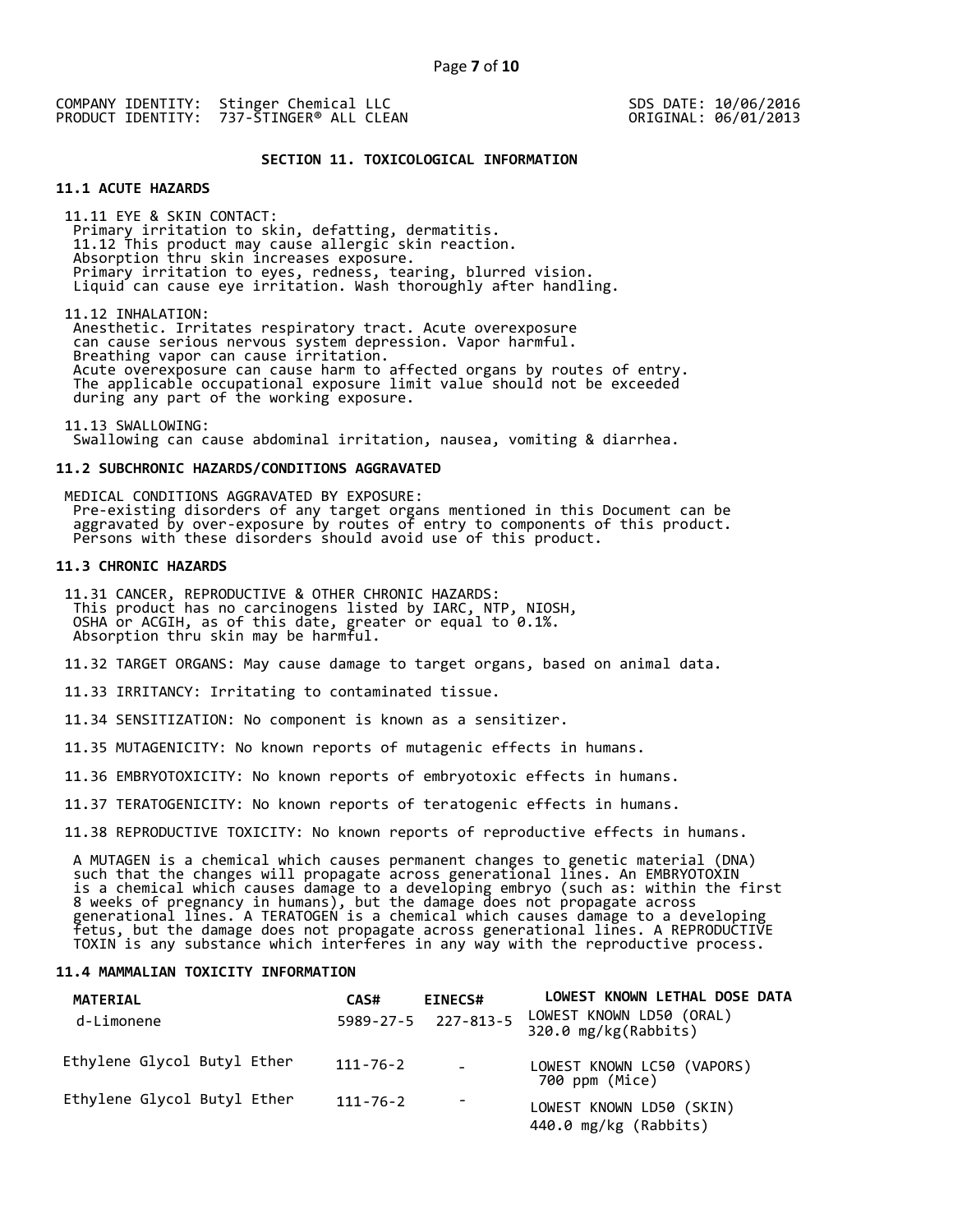COMPANY IDENTITY: Stinger Chemical LLC
PRODUCT IDENTITY: 737-STINGER® ALL CLEAN

SDS DATE: 10/06/2016
ORIGINAL: 06/01/2013

## SECTION 11. TOXICOLOGICAL INFORMATION

### 11.1 ACUTE HAZARDS

11.11 EYE & SKIN CONTACT:
Primary irritation to skin, defatting, dermatitis.
11.12 This product may cause allergic skin reaction.
Absorption thru skin increases exposure.
Primary irritation to eyes, redness, tearing, blurred vision.
Liquid can cause eye irritation. Wash thoroughly after handling.

11.12 INHALATION:
Anesthetic. Irritates respiratory tract. Acute overexposure can cause serious nervous system depression. Vapor harmful.
Breathing vapor can cause irritation.
Acute overexposure can cause harm to affected organs by routes of entry.
The applicable occupational exposure limit value should not be exceeded during any part of the working exposure.

11.13 SWALLOWING:
Swallowing can cause abdominal irritation, nausea, vomiting & diarrhea.

### 11.2 SUBCHRONIC HAZARDS/CONDITIONS AGGRAVATED

MEDICAL CONDITIONS AGGRAVATED BY EXPOSURE:
Pre-existing disorders of any target organs mentioned in this Document can be aggravated by over-exposure by routes of entry to components of this product.
Persons with these disorders should avoid use of this product.

### 11.3 CHRONIC HAZARDS

11.31 CANCER, REPRODUCTIVE & OTHER CHRONIC HAZARDS:
This product has no carcinogens listed by IARC, NTP, NIOSH, OSHA or ACGIH, as of this date, greater or equal to 0.1%.
Absorption thru skin may be harmful.

11.32 TARGET ORGANS: May cause damage to target organs, based on animal data.

11.33 IRRITANCY: Irritating to contaminated tissue.

11.34 SENSITIZATION: No component is known as a sensitizer.

11.35 MUTAGENICITY: No known reports of mutagenic effects in humans.

11.36 EMBRYOTOXICITY: No known reports of embryotoxic effects in humans.

11.37 TERATOGENICITY: No known reports of teratogenic effects in humans.

11.38 REPRODUCTIVE TOXICITY: No known reports of reproductive effects in humans.

A MUTAGEN is a chemical which causes permanent changes to genetic material (DNA) such that the changes will propagate across generational lines. An EMBRYOTOXIN is a chemical which causes damage to a developing embryo (such as: within the first 8 weeks of pregnancy in humans), but the damage does not propagate across generational lines. A TERATOGEN is a chemical which causes damage to a developing fetus, but the damage does not propagate across generational lines. A REPRODUCTIVE TOXIN is any substance which interferes in any way with the reproductive process.

### 11.4 MAMMALIAN TOXICITY INFORMATION

| MATERIAL | CAS# | EINECS# | LOWEST KNOWN LETHAL DOSE DATA |
|---|---|---|---|
| d-Limonene | 5989-27-5 | 227-813-5 | LOWEST KNOWN LD50 (ORAL) 320.0 mg/kg(Rabbits) |
| Ethylene Glycol Butyl Ether | 111-76-2 | - | LOWEST KNOWN LC50 (VAPORS) 700 ppm (Mice) |
| Ethylene Glycol Butyl Ether | 111-76-2 | - | LOWEST KNOWN LD50 (SKIN) 440.0 mg/kg (Rabbits) |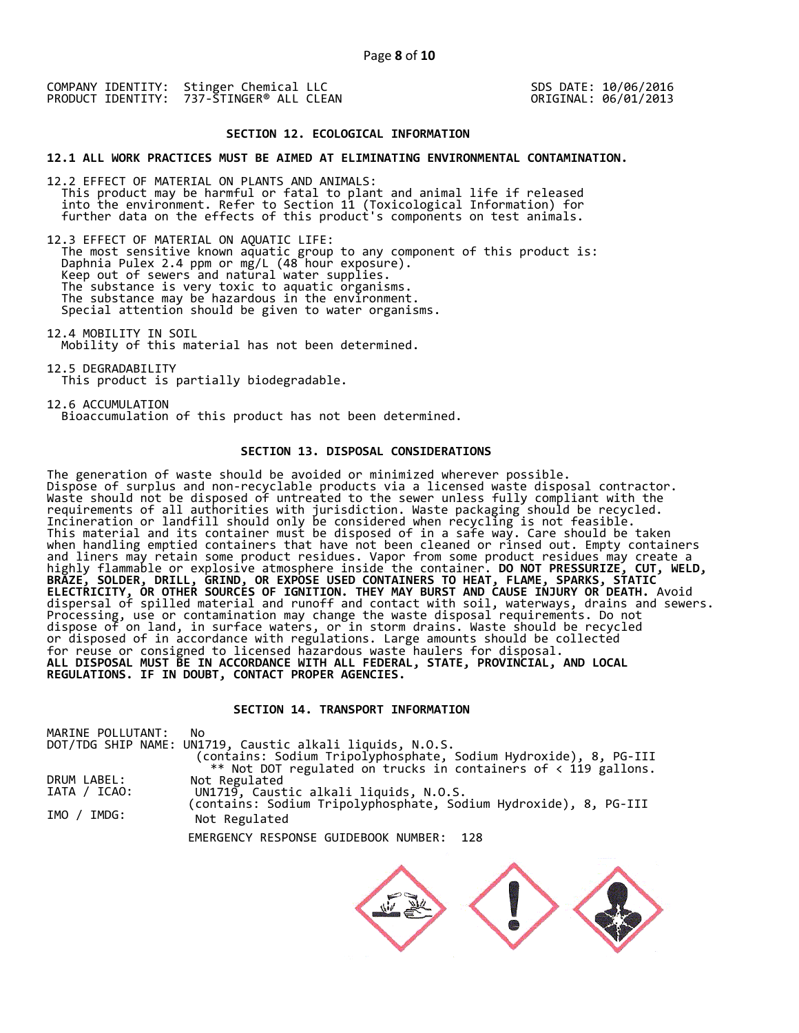COMPANY IDENTITY: Stinger Chemical LLC
PRODUCT IDENTITY: 737-STINGER® ALL CLEAN

SDS DATE: 10/06/2016
ORIGINAL: 06/01/2013

## SECTION 12. ECOLOGICAL INFORMATION

**12.1 ALL WORK PRACTICES MUST BE AIMED AT ELIMINATING ENVIRONMENTAL CONTAMINATION.**

12.2 EFFECT OF MATERIAL ON PLANTS AND ANIMALS:
This product may be harmful or fatal to plant and animal life if released into the environment. Refer to Section 11 (Toxicological Information) for further data on the effects of this product's components on test animals.

12.3 EFFECT OF MATERIAL ON AQUATIC LIFE:
The most sensitive known aquatic group to any component of this product is:
Daphnia Pulex 2.4 ppm or mg/L (48 hour exposure).
Keep out of sewers and natural water supplies.
The substance is very toxic to aquatic organisms.
The substance may be hazardous in the environment.
Special attention should be given to water organisms.

12.4 MOBILITY IN SOIL
Mobility of this material has not been determined.

12.5 DEGRADABILITY
This product is partially biodegradable.

12.6 ACCUMULATION
Bioaccumulation of this product has not been determined.

## SECTION 13. DISPOSAL CONSIDERATIONS

The generation of waste should be avoided or minimized wherever possible. Dispose of surplus and non-recyclable products via a licensed waste disposal contractor. Waste should not be disposed of untreated to the sewer unless fully compliant with the requirements of all authorities with jurisdiction. Waste packaging should be recycled. Incineration or landfill should only be considered when recycling is not feasible. This material and its container must be disposed of in a safe way. Care should be taken when handling emptied containers that have not been cleaned or rinsed out. Empty containers and liners may retain some product residues. Vapor from some product residues may create a highly flammable or explosive atmosphere inside the container. **DO NOT PRESSURIZE, CUT, WELD, BRAZE, SOLDER, DRILL, GRIND, OR EXPOSE USED CONTAINERS TO HEAT, FLAME, SPARKS, STATIC ELECTRICITY, OR OTHER SOURCES OF IGNITION. THEY MAY BURST AND CAUSE INJURY OR DEATH.** Avoid dispersal of spilled material and runoff and contact with soil, waterways, drains and sewers. Processing, use or contamination may change the waste disposal requirements. Do not dispose of on land, in surface waters, or in storm drains. Waste should be recycled or disposed of in accordance with regulations. Large amounts should be collected for reuse or consigned to licensed hazardous waste haulers for disposal.
**ALL DISPOSAL MUST BE IN ACCORDANCE WITH ALL FEDERAL, STATE, PROVINCIAL, AND LOCAL REGULATIONS. IF IN DOUBT, CONTACT PROPER AGENCIES.**

## SECTION 14. TRANSPORT INFORMATION

MARINE POLLUTANT: No
DOT/TDG SHIP NAME: UN1719, Caustic alkali liquids, N.O.S.
(contains: Sodium Tripolyphosphate, Sodium Hydroxide), 8, PG-III
** Not DOT regulated on trucks in containers of < 119 gallons.
DRUM LABEL: Not Regulated
IATA / ICAO: UN1719, Caustic alkali liquids, N.O.S.
(contains: Sodium Tripolyphosphate, Sodium Hydroxide), 8, PG-III
IMO / IMDG: Not Regulated

EMERGENCY RESPONSE GUIDEBOOK NUMBER: 128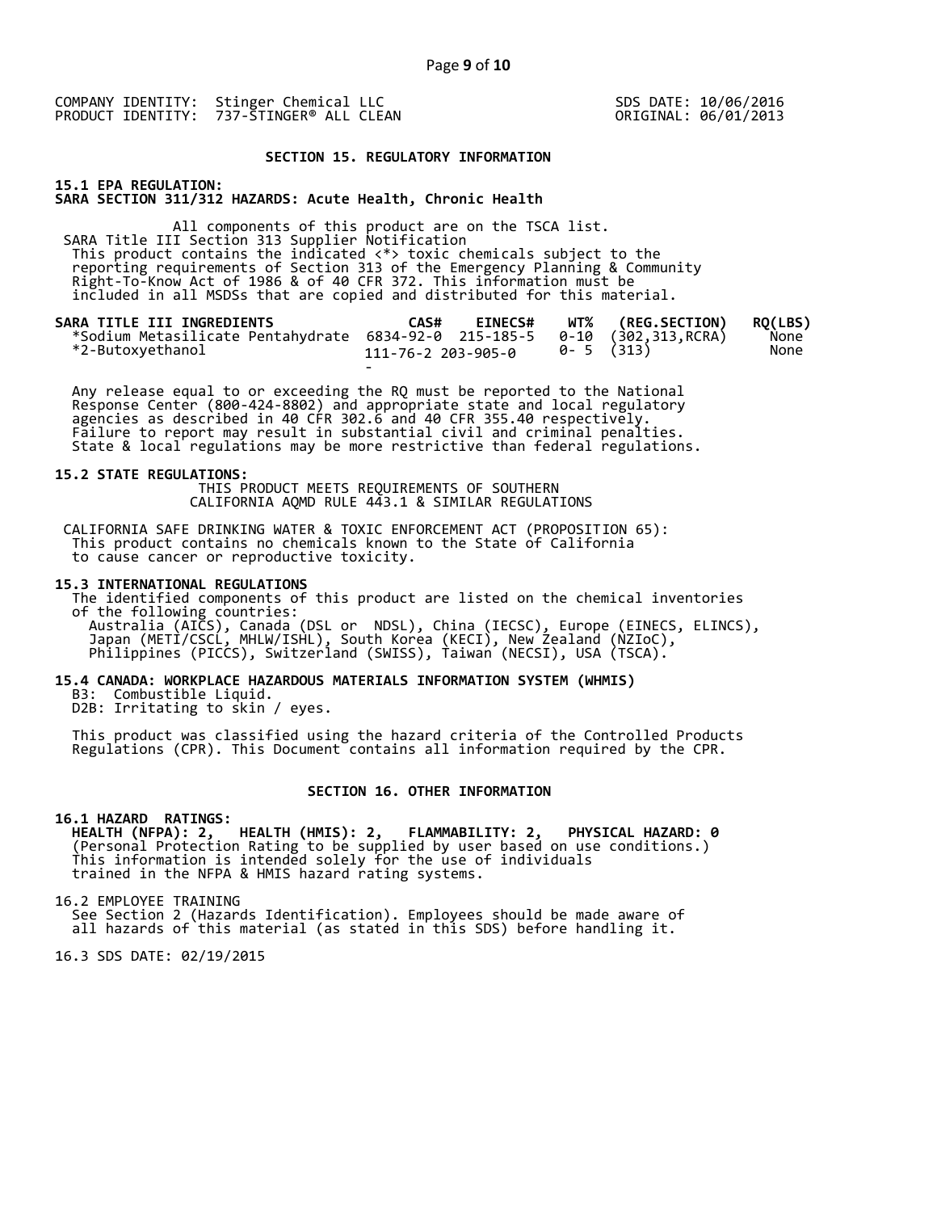COMPANY IDENTITY: Stinger Chemical LLC
PRODUCT IDENTITY: 737-STINGER® ALL CLEAN

SDS DATE: 10/06/2016
ORIGINAL: 06/01/2013

## SECTION 15. REGULATORY INFORMATION

**15.1 EPA REGULATION:**
**SARA SECTION 311/312 HAZARDS: Acute Health, Chronic Health**

All components of this product are on the TSCA list.
SARA Title III Section 313 Supplier Notification
This product contains the indicated <*> toxic chemicals subject to the reporting requirements of Section 313 of the Emergency Planning & Community Right-To-Know Act of 1986 & of 40 CFR 372. This information must be included in all MSDSs that are copied and distributed for this material.

| SARA TITLE III INGREDIENTS | CAS# | EINECS# | WT% | (REG.SECTION) | RQ(LBS) |
|---|---|---|---|---|---|
| *Sodium Metasilicate Pentahydrate | 6834-92-0 | 215-185-5 | 0-10 | (302,313,RCRA) | None |
| *2-Butoxyethanol | 111-76-2 | 203-905-0 | 0- 5 | (313) | None |

Any release equal to or exceeding the RQ must be reported to the National Response Center (800-424-8802) and appropriate state and local regulatory agencies as described in 40 CFR 302.6 and 40 CFR 355.40 respectively. Failure to report may result in substantial civil and criminal penalties. State & local regulations may be more restrictive than federal regulations.

**15.2 STATE REGULATIONS:**
THIS PRODUCT MEETS REQUIREMENTS OF SOUTHERN CALIFORNIA AQMD RULE 443.1 & SIMILAR REGULATIONS

CALIFORNIA SAFE DRINKING WATER & TOXIC ENFORCEMENT ACT (PROPOSITION 65):
This product contains no chemicals known to the State of California to cause cancer or reproductive toxicity.

**15.3 INTERNATIONAL REGULATIONS**
The identified components of this product are listed on the chemical inventories of the following countries:
Australia (AICS), Canada (DSL or NDSL), China (IECSC), Europe (EINECS, ELINCS), Japan (METI/CSCL, MHLW/ISHL), South Korea (KECI), New Zealand (NZIoC), Philippines (PICCS), Switzerland (SWISS), Taiwan (NECSI), USA (TSCA).

**15.4 CANADA: WORKPLACE HAZARDOUS MATERIALS INFORMATION SYSTEM (WHMIS)**
B3: Combustible Liquid.
D2B: Irritating to skin / eyes.

This product was classified using the hazard criteria of the Controlled Products Regulations (CPR). This Document contains all information required by the CPR.

## SECTION 16. OTHER INFORMATION

**16.1 HAZARD RATINGS:**
**HEALTH (NFPA): 2, HEALTH (HMIS): 2, FLAMMABILITY: 2, PHYSICAL HAZARD: 0**
(Personal Protection Rating to be supplied by user based on use conditions.)
This information is intended solely for the use of individuals trained in the NFPA & HMIS hazard rating systems.

16.2 EMPLOYEE TRAINING
See Section 2 (Hazards Identification). Employees should be made aware of all hazards of this material (as stated in this SDS) before handling it.

16.3 SDS DATE: 02/19/2015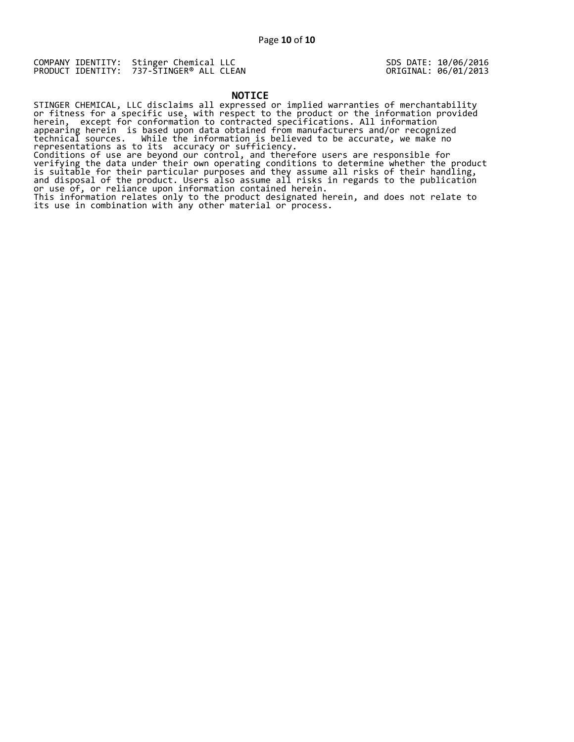## NOTICE

STINGER CHEMICAL, LLC disclaims all expressed or implied warranties of merchantability or fitness for a specific use, with respect to the product or the information provided herein, except for conformation to contracted specifications. All information appearing herein is based upon data obtained from manufacturers and/or recognized technical sources. While the information is believed to be accurate, we make no representations as to its accuracy or sufficiency.

Conditions of use are beyond our control, and therefore users are responsible for verifying the data under their own operating conditions to determine whether the product is suitable for their particular purposes and they assume all risks of their handling, and disposal of the product. Users also assume all risks in regards to the publication or use of, or reliance upon information contained herein.

This information relates only to the product designated herein, and does not relate to its use in combination with any other material or process.